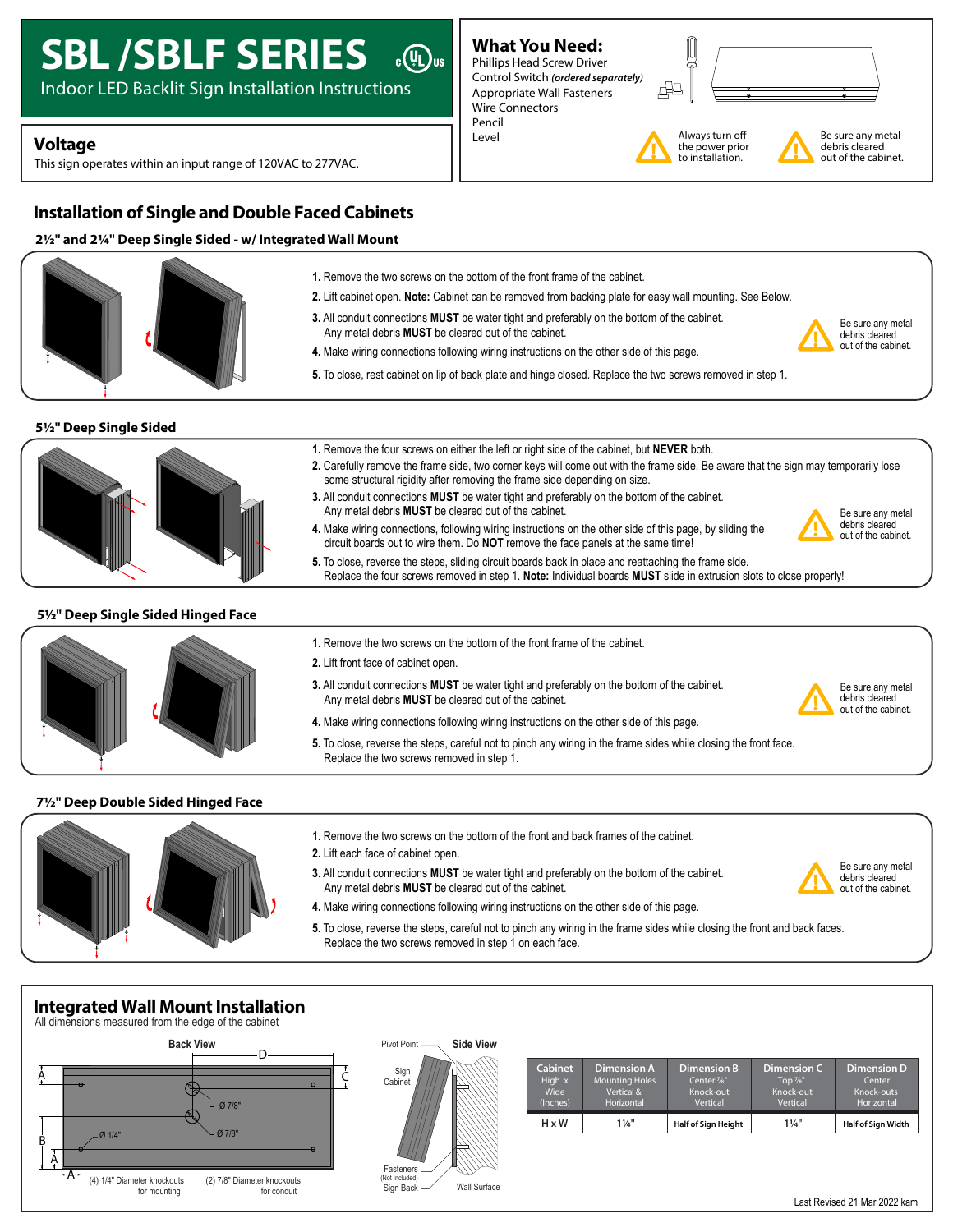# SBL /SBLF SERIES

Indoor LED Backlit Sign Installation Instructions

## Voltage

This sign operates within an input range of 120VAC to 277VAC.

## What You Need:

- Phillips Head Screw Driver
- Control Switch *(ordered separately)*
- Appropriate Wall Fasteners
- Wire Connectors
- Pencil
- Level

Always turn off the power prior to installation.

Be sure any metal debris cleared out of the cabinet.

## Installation of Single and Double Faced Cabinets

### 2½" and 2¼" Deep Single Sided - w/ Integrated Wall Mount

1. Remove the two screws on the bottom of the front frame of the cabinet.
2. Lift cabinet open. **Note:** Cabinet can be removed from backing plate for easy wall mounting. See Below.
3. All conduit connections **MUST** be water tight and preferably on the bottom of the cabinet. Any metal debris **MUST** be cleared out of the cabinet.
4. Make wiring connections following wiring instructions on the other side of this page.
5. To close, rest cabinet on lip of back plate and hinge closed. Replace the two screws removed in step 1.

Be sure any metal debris cleared out of the cabinet.

### 5½" Deep Single Sided

1. Remove the four screws on either the left or right side of the cabinet, but **NEVER** both.
2. Carefully remove the frame side, two corner keys will come out with the frame side. Be aware that the sign may temporarily lose some structural rigidity after removing the frame side depending on size.
3. All conduit connections **MUST** be water tight and preferably on the bottom of the cabinet. Any metal debris **MUST** be cleared out of the cabinet.
4. Make wiring connections, following wiring instructions on the other side of this page, by sliding the circuit boards out to wire them. Do **NOT** remove the face panels at the same time!
5. To close, reverse the steps, sliding circuit boards back in place and reattaching the frame side. Replace the four screws removed in step 1. **Note:** Individual boards **MUST** slide in extrusion slots to close properly!

Be sure any metal debris cleared out of the cabinet.

### 5½" Deep Single Sided Hinged Face

1. Remove the two screws on the bottom of the front frame of the cabinet.
2. Lift front face of cabinet open.
3. All conduit connections **MUST** be water tight and preferably on the bottom of the cabinet. Any metal debris **MUST** be cleared out of the cabinet.
4. Make wiring connections following wiring instructions on the other side of this page.
5. To close, reverse the steps, careful not to pinch any wiring in the frame sides while closing the front face. Replace the two screws removed in step 1.

Be sure any metal debris cleared out of the cabinet.

### 7½" Deep Double Sided Hinged Face

1. Remove the two screws on the bottom of the front and back frames of the cabinet.
2. Lift each face of cabinet open.
3. All conduit connections **MUST** be water tight and preferably on the bottom of the cabinet. Any metal debris **MUST** be cleared out of the cabinet.
4. Make wiring connections following wiring instructions on the other side of this page.
5. To close, reverse the steps, careful not to pinch any wiring in the frame sides while closing the front and back faces. Replace the two screws removed in step 1 on each face.

Be sure any metal debris cleared out of the cabinet.

## Integrated Wall Mount Installation

All dimensions measured from the edge of the cabinet

**Back View**

(4) 1/4" Diameter knockouts for mounting

(2) 7/8" Diameter knockouts for conduit

**Side View**

Pivot Point, Sign Cabinet, Fasteners (Not Included), Sign Back, Wall Surface

| Cabinet High x Wide (Inches) | Dimension A Mounting Holes Vertical & Horizontal | Dimension B Center ⅞" Knock-out Vertical | Dimension C Top ⅞" Knock-out Vertical | Dimension D Center Knock-outs Horizontal |
|---|---|---|---|---|
| H x W | 1¼" | Half of Sign Height | 1¼" | Half of Sign Width |

Last Revised 21 Mar 2022 kam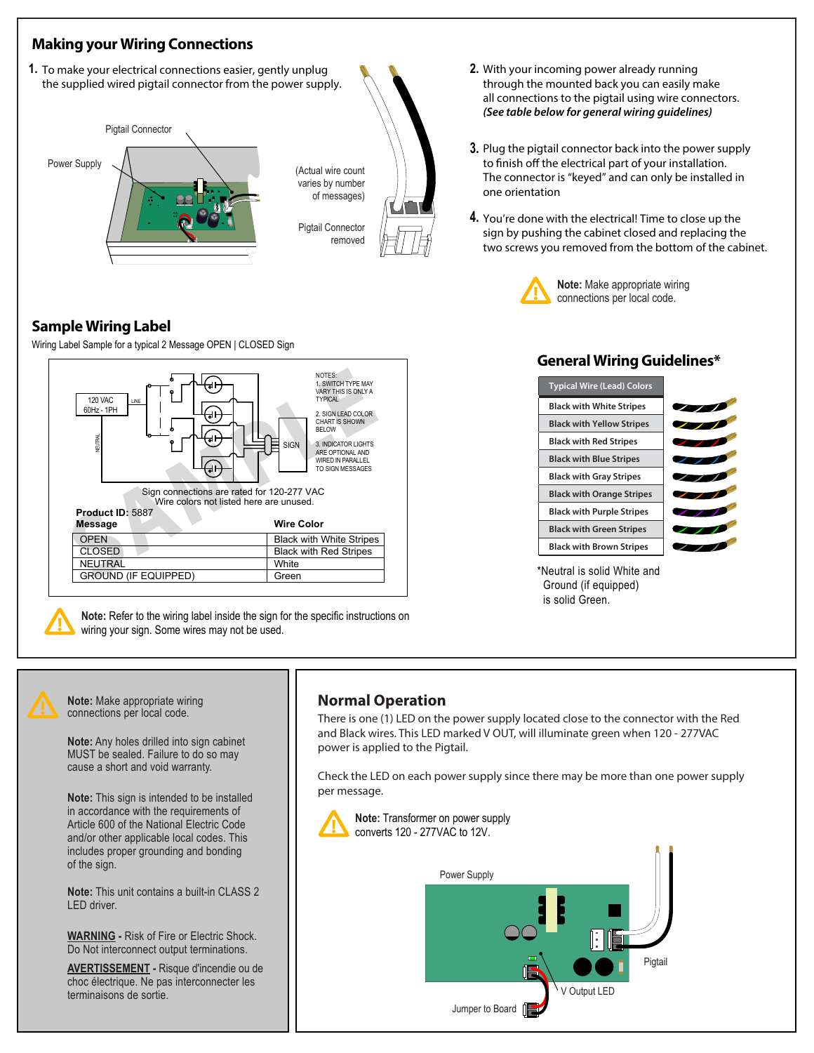## Making your Wiring Connections

1. To make your electrical connections easier, gently unplug the supplied wired pigtail connector from the power supply.

Pigtail Connector

Power Supply

(Actual wire count varies by number of messages)

Pigtail Connector removed

2. With your incoming power already running through the mounted back you can easily make all connections to the pigtail using wire connectors. ***(See table below for general wiring guidelines)***

3. Plug the pigtail connector back into the power supply to finish off the electrical part of your installation. The connector is "keyed" and can only be installed in one orientation

4. You're done with the electrical! Time to close up the sign by pushing the cabinet closed and replacing the two screws you removed from the bottom of the cabinet.

**Note:** Make appropriate wiring connections per local code.

## Sample Wiring Label

Wiring Label Sample for a typical 2 Message OPEN | CLOSED Sign

120 VAC 60Hz - 1PH

LINE

NEUTRAL

SIGN

NOTES:
1. SWITCH TYPE MAY VARY THIS IS ONLY A TYPICAL
2. SIGN LEAD COLOR CHART IS SHOWN BELOW
3. INDICATOR LIGHTS ARE OPTIONAL AND WIRED IN PARALLEL TO SIGN MESSAGES

SAMPLE

Sign connections are rated for 120-277 VAC
Wire colors not listed here are unused.

**Product ID:** 5887

| Message | Wire Color |
|---|---|
| OPEN | Black with White Stripes |
| CLOSED | Black with Red Stripes |
| NEUTRAL | White |
| GROUND (IF EQUIPPED) | Green |

**Note:** Refer to the wiring label inside the sign for the specific instructions on wiring your sign. Some wires may not be used.

## General Wiring Guidelines*

| Typical Wire (Lead) Colors |
|---|
| Black with White Stripes |
| Black with Yellow Stripes |
| Black with Red Stripes |
| Black with Blue Stripes |
| Black with Gray Stripes |
| Black with Orange Stripes |
| Black with Purple Stripes |
| Black with Green Stripes |
| Black with Brown Stripes |

*Neutral is solid White and Ground (if equipped) is solid Green.

**Note:** Make appropriate wiring connections per local code.

**Note:** Any holes drilled into sign cabinet MUST be sealed. Failure to do so may cause a short and void warranty.

**Note:** This sign is intended to be installed in accordance with the requirements of Article 600 of the National Electric Code and/or other applicable local codes. This includes proper grounding and bonding of the sign.

**Note:** This unit contains a built-in CLASS 2 LED driver.

**WARNING -** Risk of Fire or Electric Shock. Do Not interconnect output terminations.

**AVERTISSEMENT -** Risque d'incendie ou de choc électrique. Ne pas interconnecter les terminaisons de sortie.

## Normal Operation

There is one (1) LED on the power supply located close to the connector with the Red and Black wires. This LED marked V OUT, will illuminate green when 120 - 277VAC power is applied to the Pigtail.

Check the LED on each power supply since there may be more than one power supply per message.

**Note:** Transformer on power supply converts 120 - 277VAC to 12V.

Power Supply

Pigtail

V Output LED

Jumper to Board